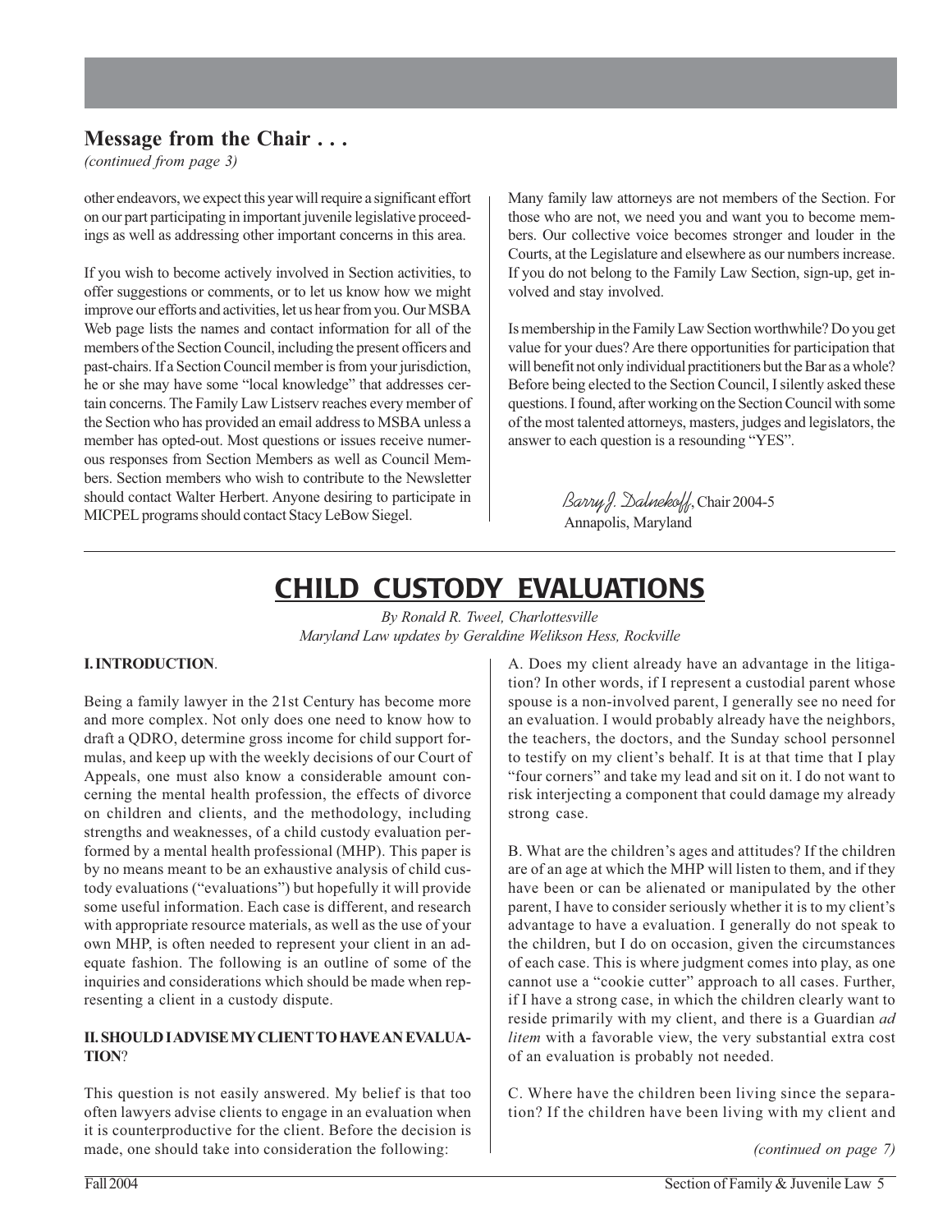## Message from the Chair . . .

*(continued from page 3)*

other endeavors, we expect this year will require a significant effort on our part participating in important juvenile legislative proceedings as well as addressing other important concerns in this area.

If you wish to become actively involved in Section activities, to offer suggestions or comments, or to let us know how we might improve our efforts and activities, let us hear from you. Our MSBA Web page lists the names and contact information for all of the members of the Section Council, including the present officers and past-chairs. If a Section Council member is from your jurisdiction, he or she may have some "local knowledge" that addresses certain concerns. The Family Law Listserv reaches every member of the Section who has provided an email address to MSBA unless a member has opted-out. Most questions or issues receive numerous responses from Section Members as well as Council Members. Section members who wish to contribute to the Newsletter should contact Walter Herbert. Anyone desiring to participate in MICPEL programs should contact Stacy LeBow Siegel.

Many family law attorneys are not members of the Section. For those who are not, we need you and want you to become members. Our collective voice becomes stronger and louder in the Courts, at the Legislature and elsewhere as our numbers increase. If you do not belong to the Family Law Section, sign-up, get involved and stay involved.

Is membership in the Family Law Section worthwhile? Do you get value for your dues? Are there opportunities for participation that will benefit not only individual practitioners but the Bar as a whole? Before being elected to the Section Council, I silently asked these questions. I found, after working on the Section Council with some of the most talented attorneys, masters, judges and legislators, the answer to each question is a resounding "YES".

*Barry J. Dalnekoff*, Chair 2004-5
Annapolis, Maryland

# CHILD CUSTODY EVALUATIONS

*By Ronald R. Tweel, Charlottesville*
*Maryland Law updates by Geraldine Welikson Hess, Rockville*

**I. INTRODUCTION**.

Being a family lawyer in the 21st Century has become more and more complex. Not only does one need to know how to draft a QDRO, determine gross income for child support formulas, and keep up with the weekly decisions of our Court of Appeals, one must also know a considerable amount concerning the mental health profession, the effects of divorce on children and clients, and the methodology, including strengths and weaknesses, of a child custody evaluation performed by a mental health professional (MHP). This paper is by no means meant to be an exhaustive analysis of child custody evaluations ("evaluations") but hopefully it will provide some useful information. Each case is different, and research with appropriate resource materials, as well as the use of your own MHP, is often needed to represent your client in an adequate fashion. The following is an outline of some of the inquiries and considerations which should be made when representing a client in a custody dispute.

**II. SHOULD I ADVISE MY CLIENT TO HAVE AN EVALUATION**?

This question is not easily answered. My belief is that too often lawyers advise clients to engage in an evaluation when it is counterproductive for the client. Before the decision is made, one should take into consideration the following:

A. Does my client already have an advantage in the litigation? In other words, if I represent a custodial parent whose spouse is a non-involved parent, I generally see no need for an evaluation. I would probably already have the neighbors, the teachers, the doctors, and the Sunday school personnel to testify on my client's behalf. It is at that time that I play "four corners" and take my lead and sit on it. I do not want to risk interjecting a component that could damage my already strong case.

B. What are the children's ages and attitudes? If the children are of an age at which the MHP will listen to them, and if they have been or can be alienated or manipulated by the other parent, I have to consider seriously whether it is to my client's advantage to have a evaluation. I generally do not speak to the children, but I do on occasion, given the circumstances of each case. This is where judgment comes into play, as one cannot use a "cookie cutter" approach to all cases. Further, if I have a strong case, in which the children clearly want to reside primarily with my client, and there is a Guardian *ad litem* with a favorable view, the very substantial extra cost of an evaluation is probably not needed.

C. Where have the children been living since the separation? If the children have been living with my client and

*(continued on page 7)*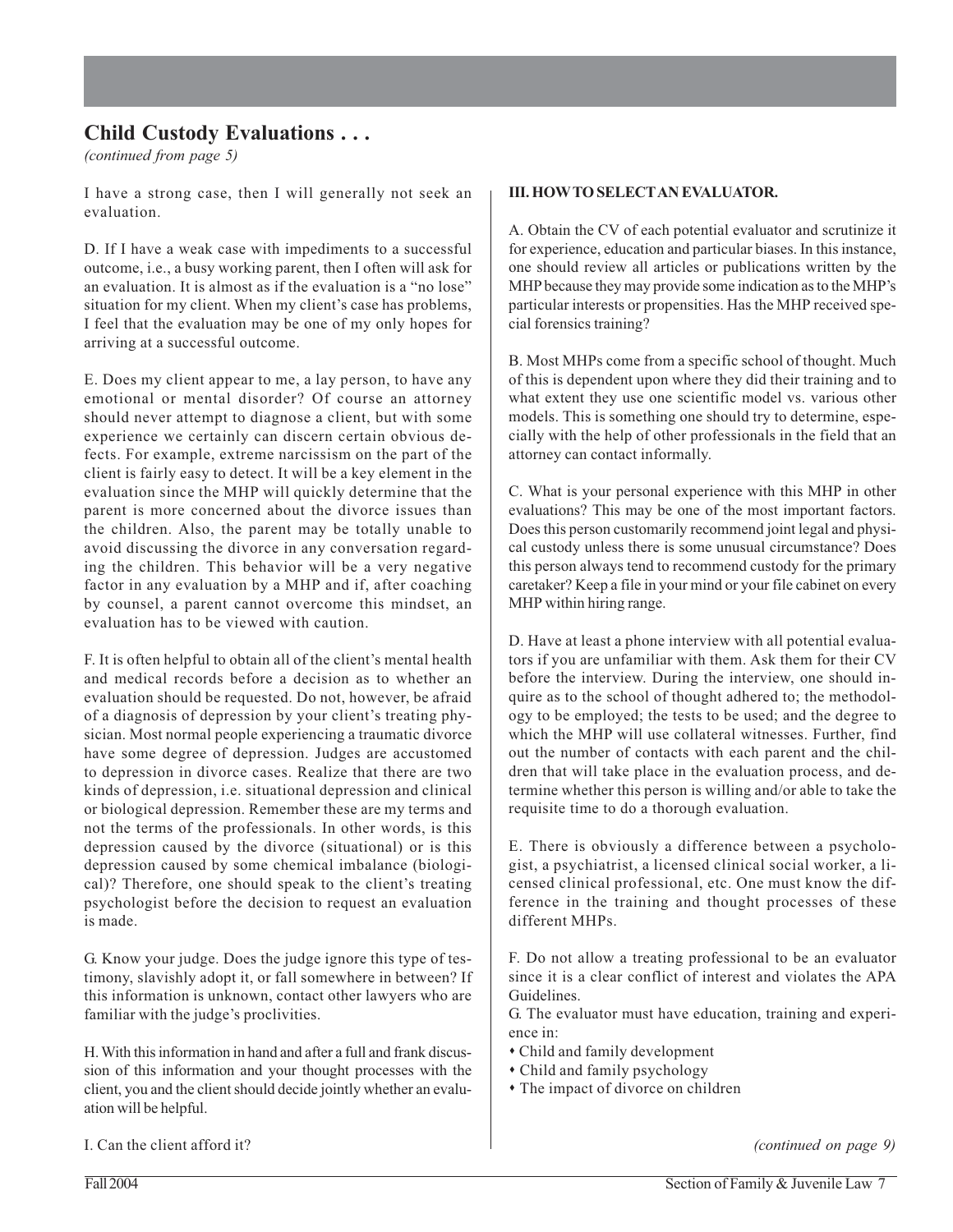## Child Custody Evaluations . . .

*(continued from page 5)*

I have a strong case, then I will generally not seek an evaluation.

D. If I have a weak case with impediments to a successful outcome, i.e., a busy working parent, then I often will ask for an evaluation. It is almost as if the evaluation is a "no lose" situation for my client. When my client's case has problems, I feel that the evaluation may be one of my only hopes for arriving at a successful outcome.

E. Does my client appear to me, a lay person, to have any emotional or mental disorder? Of course an attorney should never attempt to diagnose a client, but with some experience we certainly can discern certain obvious defects. For example, extreme narcissism on the part of the client is fairly easy to detect. It will be a key element in the evaluation since the MHP will quickly determine that the parent is more concerned about the divorce issues than the children. Also, the parent may be totally unable to avoid discussing the divorce in any conversation regarding the children. This behavior will be a very negative factor in any evaluation by a MHP and if, after coaching by counsel, a parent cannot overcome this mindset, an evaluation has to be viewed with caution.

F. It is often helpful to obtain all of the client's mental health and medical records before a decision as to whether an evaluation should be requested. Do not, however, be afraid of a diagnosis of depression by your client's treating physician. Most normal people experiencing a traumatic divorce have some degree of depression. Judges are accustomed to depression in divorce cases. Realize that there are two kinds of depression, i.e. situational depression and clinical or biological depression. Remember these are my terms and not the terms of the professionals. In other words, is this depression caused by the divorce (situational) or is this depression caused by some chemical imbalance (biological)? Therefore, one should speak to the client's treating psychologist before the decision to request an evaluation is made.

G. Know your judge. Does the judge ignore this type of testimony, slavishly adopt it, or fall somewhere in between? If this information is unknown, contact other lawyers who are familiar with the judge's proclivities.

H. With this information in hand and after a full and frank discussion of this information and your thought processes with the client, you and the client should decide jointly whether an evaluation will be helpful.

I. Can the client afford it?

**III. HOW TO SELECT AN EVALUATOR.**

A. Obtain the CV of each potential evaluator and scrutinize it for experience, education and particular biases. In this instance, one should review all articles or publications written by the MHP because they may provide some indication as to the MHP's particular interests or propensities. Has the MHP received special forensics training?

B. Most MHPs come from a specific school of thought. Much of this is dependent upon where they did their training and to what extent they use one scientific model vs. various other models. This is something one should try to determine, especially with the help of other professionals in the field that an attorney can contact informally.

C. What is your personal experience with this MHP in other evaluations? This may be one of the most important factors. Does this person customarily recommend joint legal and physical custody unless there is some unusual circumstance? Does this person always tend to recommend custody for the primary caretaker? Keep a file in your mind or your file cabinet on every MHP within hiring range.

D. Have at least a phone interview with all potential evaluators if you are unfamiliar with them. Ask them for their CV before the interview. During the interview, one should inquire as to the school of thought adhered to; the methodology to be employed; the tests to be used; and the degree to which the MHP will use collateral witnesses. Further, find out the number of contacts with each parent and the children that will take place in the evaluation process, and determine whether this person is willing and/or able to take the requisite time to do a thorough evaluation.

E. There is obviously a difference between a psychologist, a psychiatrist, a licensed clinical social worker, a licensed clinical professional, etc. One must know the difference in the training and thought processes of these different MHPs.

F. Do not allow a treating professional to be an evaluator since it is a clear conflict of interest and violates the APA Guidelines.

G. The evaluator must have education, training and experience in:

- Child and family development
- Child and family psychology
- The impact of divorce on children

*(continued on page 9)*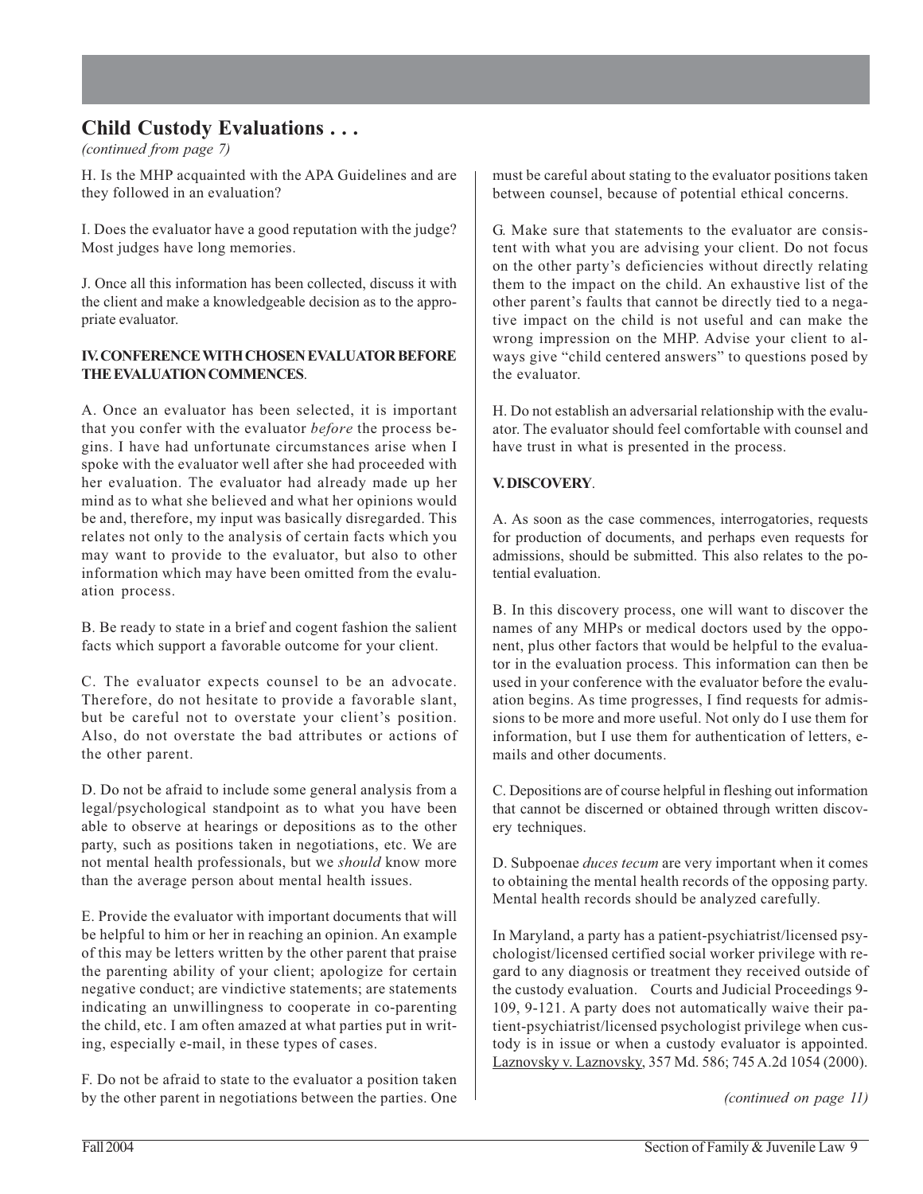## Child Custody Evaluations . . .

*(continued from page 7)*

H. Is the MHP acquainted with the APA Guidelines and are they followed in an evaluation?

I. Does the evaluator have a good reputation with the judge? Most judges have long memories.

J. Once all this information has been collected, discuss it with the client and make a knowledgeable decision as to the appropriate evaluator.

**IV. CONFERENCE WITH CHOSEN EVALUATOR BEFORE THE EVALUATION COMMENCES**.

A. Once an evaluator has been selected, it is important that you confer with the evaluator *before* the process begins. I have had unfortunate circumstances arise when I spoke with the evaluator well after she had proceeded with her evaluation. The evaluator had already made up her mind as to what she believed and what her opinions would be and, therefore, my input was basically disregarded. This relates not only to the analysis of certain facts which you may want to provide to the evaluator, but also to other information which may have been omitted from the evaluation process.

B. Be ready to state in a brief and cogent fashion the salient facts which support a favorable outcome for your client.

C. The evaluator expects counsel to be an advocate. Therefore, do not hesitate to provide a favorable slant, but be careful not to overstate your client's position. Also, do not overstate the bad attributes or actions of the other parent.

D. Do not be afraid to include some general analysis from a legal/psychological standpoint as to what you have been able to observe at hearings or depositions as to the other party, such as positions taken in negotiations, etc. We are not mental health professionals, but we *should* know more than the average person about mental health issues.

E. Provide the evaluator with important documents that will be helpful to him or her in reaching an opinion. An example of this may be letters written by the other parent that praise the parenting ability of your client; apologize for certain negative conduct; are vindictive statements; are statements indicating an unwillingness to cooperate in co-parenting the child, etc. I am often amazed at what parties put in writing, especially e-mail, in these types of cases.

F. Do not be afraid to state to the evaluator a position taken by the other parent in negotiations between the parties. One must be careful about stating to the evaluator positions taken between counsel, because of potential ethical concerns.

G. Make sure that statements to the evaluator are consistent with what you are advising your client. Do not focus on the other party's deficiencies without directly relating them to the impact on the child. An exhaustive list of the other parent's faults that cannot be directly tied to a negative impact on the child is not useful and can make the wrong impression on the MHP. Advise your client to always give "child centered answers" to questions posed by the evaluator.

H. Do not establish an adversarial relationship with the evaluator. The evaluator should feel comfortable with counsel and have trust in what is presented in the process.

**V. DISCOVERY**.

A. As soon as the case commences, interrogatories, requests for production of documents, and perhaps even requests for admissions, should be submitted. This also relates to the potential evaluation.

B. In this discovery process, one will want to discover the names of any MHPs or medical doctors used by the opponent, plus other factors that would be helpful to the evaluator in the evaluation process. This information can then be used in your conference with the evaluator before the evaluation begins. As time progresses, I find requests for admissions to be more and more useful. Not only do I use them for information, but I use them for authentication of letters, e-mails and other documents.

C. Depositions are of course helpful in fleshing out information that cannot be discerned or obtained through written discovery techniques.

D. Subpoenae *duces tecum* are very important when it comes to obtaining the mental health records of the opposing party. Mental health records should be analyzed carefully.

In Maryland, a party has a patient-psychiatrist/licensed psychologist/licensed certified social worker privilege with regard to any diagnosis or treatment they received outside of the custody evaluation. Courts and Judicial Proceedings 9-109, 9-121. A party does not automatically waive their patient-psychiatrist/licensed psychologist privilege when custody is in issue or when a custody evaluator is appointed. Laznovsky v. Laznovsky, 357 Md. 586; 745 A.2d 1054 (2000).

*(continued on page 11)*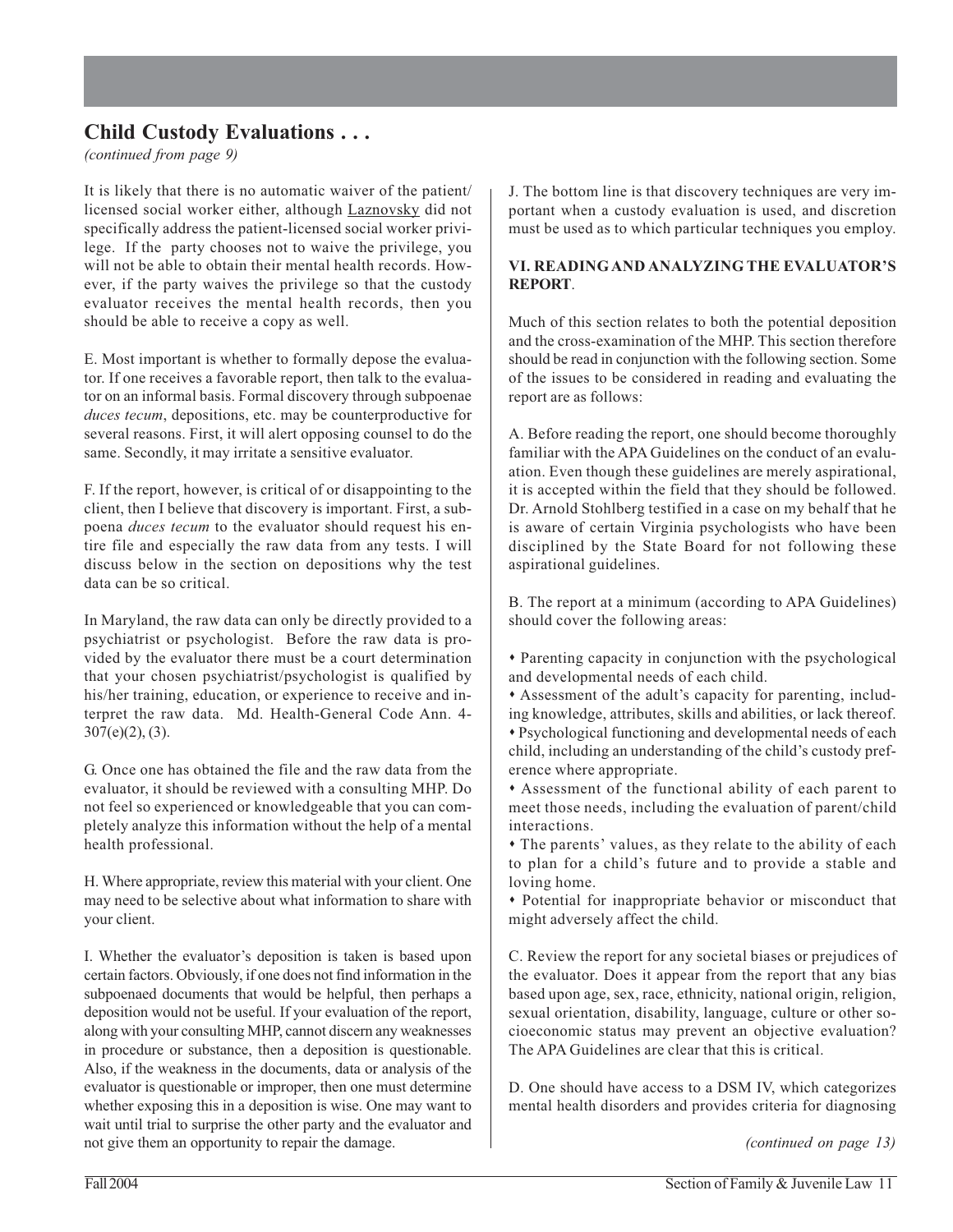## Child Custody Evaluations . . .

*(continued from page 9)*

It is likely that there is no automatic waiver of the patient/licensed social worker either, although Laznovsky did not specifically address the patient-licensed social worker privilege. If the party chooses not to waive the privilege, you will not be able to obtain their mental health records. However, if the party waives the privilege so that the custody evaluator receives the mental health records, then you should be able to receive a copy as well.

E. Most important is whether to formally depose the evaluator. If one receives a favorable report, then talk to the evaluator on an informal basis. Formal discovery through subpoenae *duces tecum*, depositions, etc. may be counterproductive for several reasons. First, it will alert opposing counsel to do the same. Secondly, it may irritate a sensitive evaluator.

F. If the report, however, is critical of or disappointing to the client, then I believe that discovery is important. First, a subpoena *duces tecum* to the evaluator should request his entire file and especially the raw data from any tests. I will discuss below in the section on depositions why the test data can be so critical.

In Maryland, the raw data can only be directly provided to a psychiatrist or psychologist. Before the raw data is provided by the evaluator there must be a court determination that your chosen psychiatrist/psychologist is qualified by his/her training, education, or experience to receive and interpret the raw data. Md. Health-General Code Ann. 4-307(e)(2), (3).

G. Once one has obtained the file and the raw data from the evaluator, it should be reviewed with a consulting MHP. Do not feel so experienced or knowledgeable that you can completely analyze this information without the help of a mental health professional.

H. Where appropriate, review this material with your client. One may need to be selective about what information to share with your client.

I. Whether the evaluator's deposition is taken is based upon certain factors. Obviously, if one does not find information in the subpoenaed documents that would be helpful, then perhaps a deposition would not be useful. If your evaluation of the report, along with your consulting MHP, cannot discern any weaknesses in procedure or substance, then a deposition is questionable. Also, if the weakness in the documents, data or analysis of the evaluator is questionable or improper, then one must determine whether exposing this in a deposition is wise. One may want to wait until trial to surprise the other party and the evaluator and not give them an opportunity to repair the damage.

J. The bottom line is that discovery techniques are very important when a custody evaluation is used, and discretion must be used as to which particular techniques you employ.

### VI. READING AND ANALYZING THE EVALUATOR'S REPORT.

Much of this section relates to both the potential deposition and the cross-examination of the MHP. This section therefore should be read in conjunction with the following section. Some of the issues to be considered in reading and evaluating the report are as follows:

A. Before reading the report, one should become thoroughly familiar with the APA Guidelines on the conduct of an evaluation. Even though these guidelines are merely aspirational, it is accepted within the field that they should be followed. Dr. Arnold Stohlberg testified in a case on my behalf that he is aware of certain Virginia psychologists who have been disciplined by the State Board for not following these aspirational guidelines.

B. The report at a minimum (according to APA Guidelines) should cover the following areas:

- Parenting capacity in conjunction with the psychological and developmental needs of each child.
- Assessment of the adult's capacity for parenting, including knowledge, attributes, skills and abilities, or lack thereof.
- Psychological functioning and developmental needs of each child, including an understanding of the child's custody preference where appropriate.
- Assessment of the functional ability of each parent to meet those needs, including the evaluation of parent/child interactions.
- The parents' values, as they relate to the ability of each to plan for a child's future and to provide a stable and loving home.
- Potential for inappropriate behavior or misconduct that might adversely affect the child.

C. Review the report for any societal biases or prejudices of the evaluator. Does it appear from the report that any bias based upon age, sex, race, ethnicity, national origin, religion, sexual orientation, disability, language, culture or other socioeconomic status may prevent an objective evaluation? The APA Guidelines are clear that this is critical.

D. One should have access to a DSM IV, which categorizes mental health disorders and provides criteria for diagnosing

*(continued on page 13)*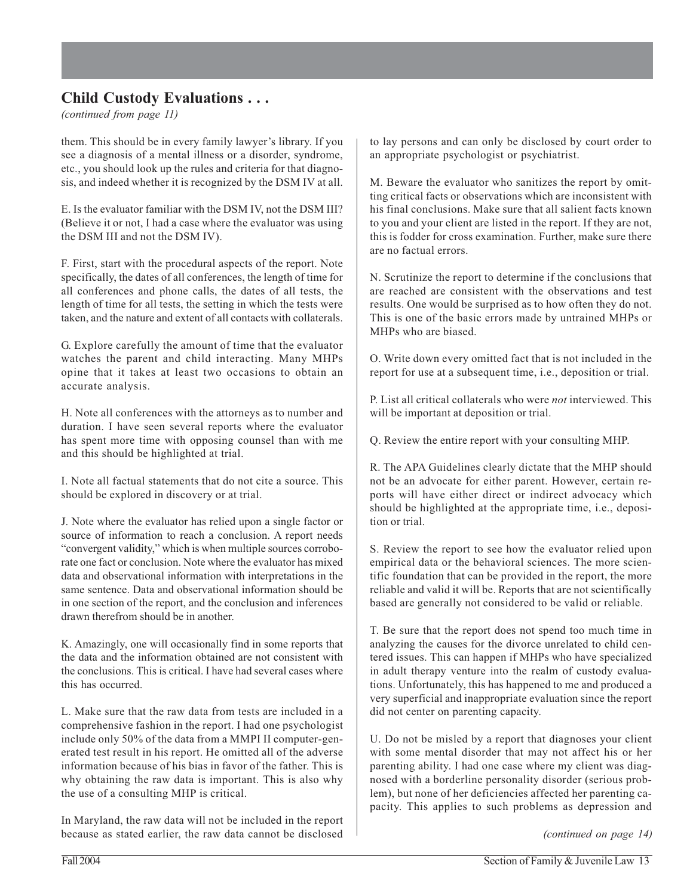## Child Custody Evaluations . . .

*(continued from page 11)*

them. This should be in every family lawyer's library. If you see a diagnosis of a mental illness or a disorder, syndrome, etc., you should look up the rules and criteria for that diagnosis, and indeed whether it is recognized by the DSM IV at all.

E. Is the evaluator familiar with the DSM IV, not the DSM III? (Believe it or not, I had a case where the evaluator was using the DSM III and not the DSM IV).

F. First, start with the procedural aspects of the report. Note specifically, the dates of all conferences, the length of time for all conferences and phone calls, the dates of all tests, the length of time for all tests, the setting in which the tests were taken, and the nature and extent of all contacts with collaterals.

G. Explore carefully the amount of time that the evaluator watches the parent and child interacting. Many MHPs opine that it takes at least two occasions to obtain an accurate analysis.

H. Note all conferences with the attorneys as to number and duration. I have seen several reports where the evaluator has spent more time with opposing counsel than with me and this should be highlighted at trial.

I. Note all factual statements that do not cite a source. This should be explored in discovery or at trial.

J. Note where the evaluator has relied upon a single factor or source of information to reach a conclusion. A report needs "convergent validity," which is when multiple sources corroborate one fact or conclusion. Note where the evaluator has mixed data and observational information with interpretations in the same sentence. Data and observational information should be in one section of the report, and the conclusion and inferences drawn therefrom should be in another.

K. Amazingly, one will occasionally find in some reports that the data and the information obtained are not consistent with the conclusions. This is critical. I have had several cases where this has occurred.

L. Make sure that the raw data from tests are included in a comprehensive fashion in the report. I had one psychologist include only 50% of the data from a MMPI II computer-generated test result in his report. He omitted all of the adverse information because of his bias in favor of the father. This is why obtaining the raw data is important. This is also why the use of a consulting MHP is critical.

In Maryland, the raw data will not be included in the report because as stated earlier, the raw data cannot be disclosed to lay persons and can only be disclosed by court order to an appropriate psychologist or psychiatrist.

M. Beware the evaluator who sanitizes the report by omitting critical facts or observations which are inconsistent with his final conclusions. Make sure that all salient facts known to you and your client are listed in the report. If they are not, this is fodder for cross examination. Further, make sure there are no factual errors.

N. Scrutinize the report to determine if the conclusions that are reached are consistent with the observations and test results. One would be surprised as to how often they do not. This is one of the basic errors made by untrained MHPs or MHPs who are biased.

O. Write down every omitted fact that is not included in the report for use at a subsequent time, i.e., deposition or trial.

P. List all critical collaterals who were *not* interviewed. This will be important at deposition or trial.

Q. Review the entire report with your consulting MHP.

R. The APA Guidelines clearly dictate that the MHP should not be an advocate for either parent. However, certain reports will have either direct or indirect advocacy which should be highlighted at the appropriate time, i.e., deposition or trial.

S. Review the report to see how the evaluator relied upon empirical data or the behavioral sciences. The more scientific foundation that can be provided in the report, the more reliable and valid it will be. Reports that are not scientifically based are generally not considered to be valid or reliable.

T. Be sure that the report does not spend too much time in analyzing the causes for the divorce unrelated to child centered issues. This can happen if MHPs who have specialized in adult therapy venture into the realm of custody evaluations. Unfortunately, this has happened to me and produced a very superficial and inappropriate evaluation since the report did not center on parenting capacity.

U. Do not be misled by a report that diagnoses your client with some mental disorder that may not affect his or her parenting ability. I had one case where my client was diagnosed with a borderline personality disorder (serious problem), but none of her deficiencies affected her parenting capacity. This applies to such problems as depression and

*(continued on page 14)*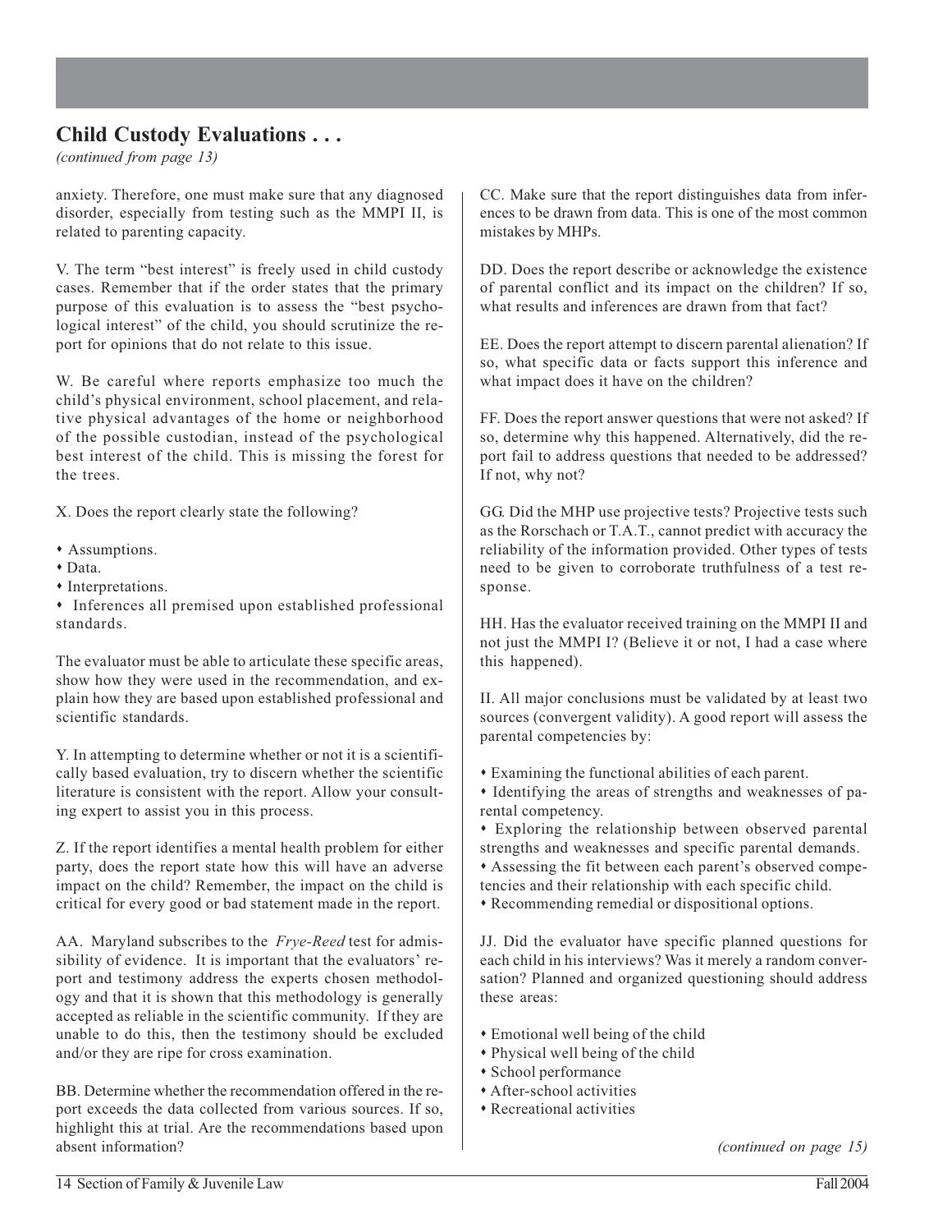## Child Custody Evaluations . . .

*(continued from page 13)*

anxiety. Therefore, one must make sure that any diagnosed disorder, especially from testing such as the MMPI II, is related to parenting capacity.

V. The term "best interest" is freely used in child custody cases. Remember that if the order states that the primary purpose of this evaluation is to assess the "best psychological interest" of the child, you should scrutinize the report for opinions that do not relate to this issue.

W. Be careful where reports emphasize too much the child's physical environment, school placement, and relative physical advantages of the home or neighborhood of the possible custodian, instead of the psychological best interest of the child. This is missing the forest for the trees.

X. Does the report clearly state the following?

- Assumptions.
- Data.
- Interpretations.
- Inferences all premised upon established professional standards.

The evaluator must be able to articulate these specific areas, show how they were used in the recommendation, and explain how they are based upon established professional and scientific standards.

Y. In attempting to determine whether or not it is a scientifically based evaluation, try to discern whether the scientific literature is consistent with the report. Allow your consulting expert to assist you in this process.

Z. If the report identifies a mental health problem for either party, does the report state how this will have an adverse impact on the child? Remember, the impact on the child is critical for every good or bad statement made in the report.

AA. Maryland subscribes to the *Frye-Reed* test for admissibility of evidence. It is important that the evaluators' report and testimony address the experts chosen methodology and that it is shown that this methodology is generally accepted as reliable in the scientific community. If they are unable to do this, then the testimony should be excluded and/or they are ripe for cross examination.

BB. Determine whether the recommendation offered in the report exceeds the data collected from various sources. If so, highlight this at trial. Are the recommendations based upon absent information?

CC. Make sure that the report distinguishes data from inferences to be drawn from data. This is one of the most common mistakes by MHPs.

DD. Does the report describe or acknowledge the existence of parental conflict and its impact on the children? If so, what results and inferences are drawn from that fact?

EE. Does the report attempt to discern parental alienation? If so, what specific data or facts support this inference and what impact does it have on the children?

FF. Does the report answer questions that were not asked? If so, determine why this happened. Alternatively, did the report fail to address questions that needed to be addressed? If not, why not?

GG. Did the MHP use projective tests? Projective tests such as the Rorschach or T.A.T., cannot predict with accuracy the reliability of the information provided. Other types of tests need to be given to corroborate truthfulness of a test response.

HH. Has the evaluator received training on the MMPI II and not just the MMPI I? (Believe it or not, I had a case where this happened).

II. All major conclusions must be validated by at least two sources (convergent validity). A good report will assess the parental competencies by:

- Examining the functional abilities of each parent.
- Identifying the areas of strengths and weaknesses of parental competency.
- Exploring the relationship between observed parental strengths and weaknesses and specific parental demands.
- Assessing the fit between each parent's observed competencies and their relationship with each specific child.
- Recommending remedial or dispositional options.

JJ. Did the evaluator have specific planned questions for each child in his interviews? Was it merely a random conversation? Planned and organized questioning should address these areas:

- Emotional well being of the child
- Physical well being of the child
- School performance
- After-school activities
- Recreational activities

*(continued on page 15)*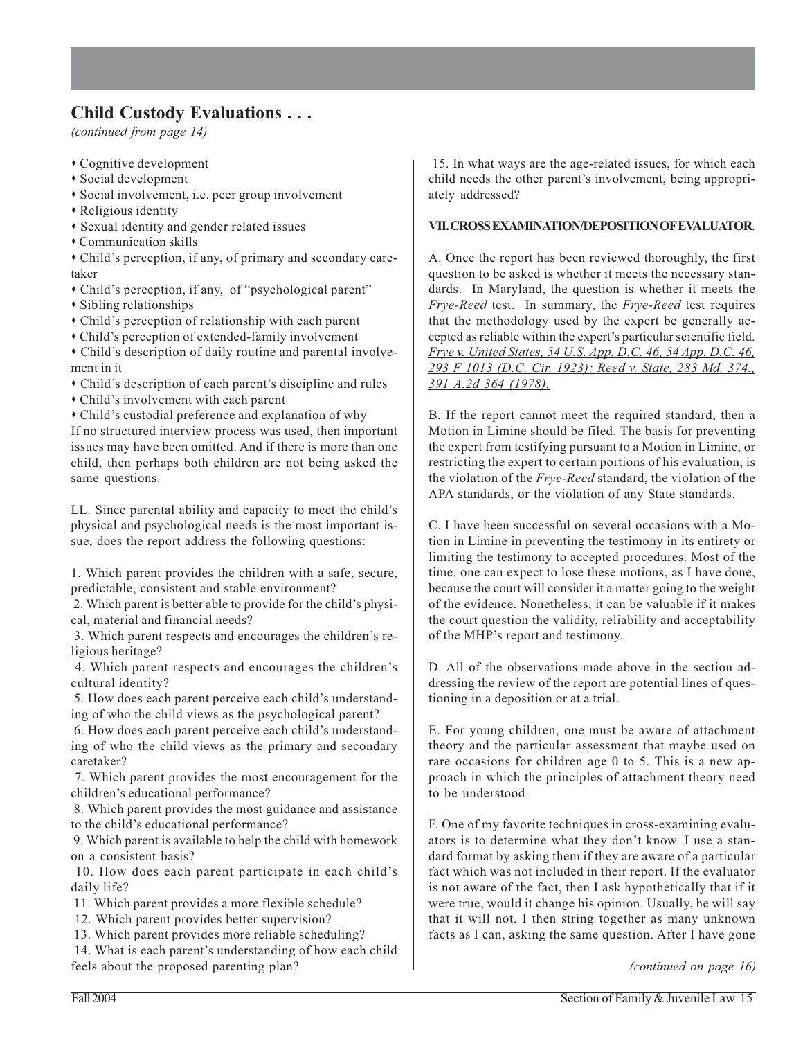## Child Custody Evaluations . . .

*(continued from page 14)*

- Cognitive development
- Social development
- Social involvement, i.e. peer group involvement
- Religious identity
- Sexual identity and gender related issues
- Communication skills
- Child's perception, if any, of primary and secondary caretaker
- Child's perception, if any, of "psychological parent"
- Sibling relationships
- Child's perception of relationship with each parent
- Child's perception of extended-family involvement
- Child's description of daily routine and parental involvement in it
- Child's description of each parent's discipline and rules
- Child's involvement with each parent
- Child's custodial preference and explanation of why

If no structured interview process was used, then important issues may have been omitted. And if there is more than one child, then perhaps both children are not being asked the same questions.

LL. Since parental ability and capacity to meet the child's physical and psychological needs is the most important issue, does the report address the following questions:

1. Which parent provides the children with a safe, secure, predictable, consistent and stable environment?
2. Which parent is better able to provide for the child's physical, material and financial needs?
3. Which parent respects and encourages the children's religious heritage?
4. Which parent respects and encourages the children's cultural identity?
5. How does each parent perceive each child's understanding of who the child views as the psychological parent?
6. How does each parent perceive each child's understanding of who the child views as the primary and secondary caretaker?
7. Which parent provides the most encouragement for the children's educational performance?
8. Which parent provides the most guidance and assistance to the child's educational performance?
9. Which parent is available to help the child with homework on a consistent basis?
10. How does each parent participate in each child's daily life?
11. Which parent provides a more flexible schedule?
12. Which parent provides better supervision?
13. Which parent provides more reliable scheduling?
14. What is each parent's understanding of how each child feels about the proposed parenting plan?
15. In what ways are the age-related issues, for which each child needs the other parent's involvement, being appropriately addressed?

**VII. CROSS EXAMINATION/DEPOSITION OF EVALUATOR.**

A. Once the report has been reviewed thoroughly, the first question to be asked is whether it meets the necessary standards. In Maryland, the question is whether it meets the *Frye-Reed* test. In summary, the *Frye-Reed* test requires that the methodology used by the expert be generally accepted as reliable within the expert's particular scientific field. *Frye v. United States, 54 U.S. App. D.C. 46, 54 App. D.C. 46, 293 F 1013 (D.C. Cir. 1923); Reed v. State, 283 Md. 374., 391 A.2d 364 (1978).*

B. If the report cannot meet the required standard, then a Motion in Limine should be filed. The basis for preventing the expert from testifying pursuant to a Motion in Limine, or restricting the expert to certain portions of his evaluation, is the violation of the *Frye-Reed* standard, the violation of the APA standards, or the violation of any State standards.

C. I have been successful on several occasions with a Motion in Limine in preventing the testimony in its entirety or limiting the testimony to accepted procedures. Most of the time, one can expect to lose these motions, as I have done, because the court will consider it a matter going to the weight of the evidence. Nonetheless, it can be valuable if it makes the court question the validity, reliability and acceptability of the MHP's report and testimony.

D. All of the observations made above in the section addressing the review of the report are potential lines of questioning in a deposition or at a trial.

E. For young children, one must be aware of attachment theory and the particular assessment that maybe used on rare occasions for children age 0 to 5. This is a new approach in which the principles of attachment theory need to be understood.

F. One of my favorite techniques in cross-examining evaluators is to determine what they don't know. I use a standard format by asking them if they are aware of a particular fact which was not included in their report. If the evaluator is not aware of the fact, then I ask hypothetically that if it were true, would it change his opinion. Usually, he will say that it will not. I then string together as many unknown facts as I can, asking the same question. After I have gone

*(continued on page 16)*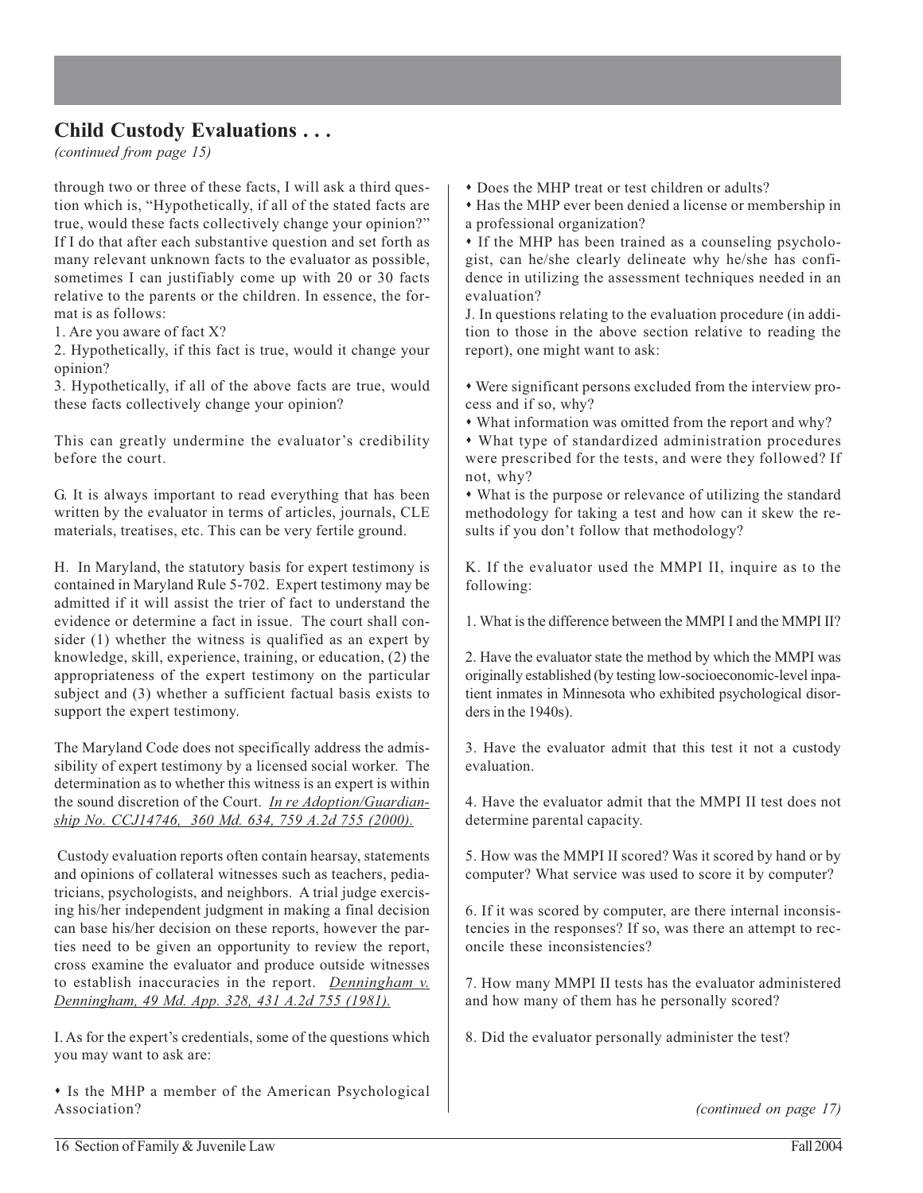## Child Custody Evaluations . . .

*(continued from page 15)*

through two or three of these facts, I will ask a third question which is, "Hypothetically, if all of the stated facts are true, would these facts collectively change your opinion?" If I do that after each substantive question and set forth as many relevant unknown facts to the evaluator as possible, sometimes I can justifiably come up with 20 or 30 facts relative to the parents or the children. In essence, the format is as follows:

1. Are you aware of fact X?
2. Hypothetically, if this fact is true, would it change your opinion?
3. Hypothetically, if all of the above facts are true, would these facts collectively change your opinion?

This can greatly undermine the evaluator's credibility before the court.

G. It is always important to read everything that has been written by the evaluator in terms of articles, journals, CLE materials, treatises, etc. This can be very fertile ground.

H. In Maryland, the statutory basis for expert testimony is contained in Maryland Rule 5-702. Expert testimony may be admitted if it will assist the trier of fact to understand the evidence or determine a fact in issue. The court shall consider (1) whether the witness is qualified as an expert by knowledge, skill, experience, training, or education, (2) the appropriateness of the expert testimony on the particular subject and (3) whether a sufficient factual basis exists to support the expert testimony.

The Maryland Code does not specifically address the admissibility of expert testimony by a licensed social worker. The determination as to whether this witness is an expert is within the sound discretion of the Court. *In re Adoption/Guardianship No. CCJ14746, 360 Md. 634, 759 A.2d 755 (2000).*

Custody evaluation reports often contain hearsay, statements and opinions of collateral witnesses such as teachers, pediatricians, psychologists, and neighbors. A trial judge exercising his/her independent judgment in making a final decision can base his/her decision on these reports, however the parties need to be given an opportunity to review the report, cross examine the evaluator and produce outside witnesses to establish inaccuracies in the report. *Denningham v. Denningham, 49 Md. App. 328, 431 A.2d 755 (1981).*

I. As for the expert's credentials, some of the questions which you may want to ask are:

- Is the MHP a member of the American Psychological Association?
- Does the MHP treat or test children or adults?
- Has the MHP ever been denied a license or membership in a professional organization?
- If the MHP has been trained as a counseling psychologist, can he/she clearly delineate why he/she has confidence in utilizing the assessment techniques needed in an evaluation?

J. In questions relating to the evaluation procedure (in addition to those in the above section relative to reading the report), one might want to ask:

- Were significant persons excluded from the interview process and if so, why?
- What information was omitted from the report and why?
- What type of standardized administration procedures were prescribed for the tests, and were they followed? If not, why?
- What is the purpose or relevance of utilizing the standard methodology for taking a test and how can it skew the results if you don't follow that methodology?

K. If the evaluator used the MMPI II, inquire as to the following:

1. What is the difference between the MMPI I and the MMPI II?

2. Have the evaluator state the method by which the MMPI was originally established (by testing low-socioeconomic-level inpatient inmates in Minnesota who exhibited psychological disorders in the 1940s).

3. Have the evaluator admit that this test it not a custody evaluation.

4. Have the evaluator admit that the MMPI II test does not determine parental capacity.

5. How was the MMPI II scored? Was it scored by hand or by computer? What service was used to score it by computer?

6. If it was scored by computer, are there internal inconsistencies in the responses? If so, was there an attempt to reconcile these inconsistencies?

7. How many MMPI II tests has the evaluator administered and how many of them has he personally scored?

8. Did the evaluator personally administer the test?

*(continued on page 17)*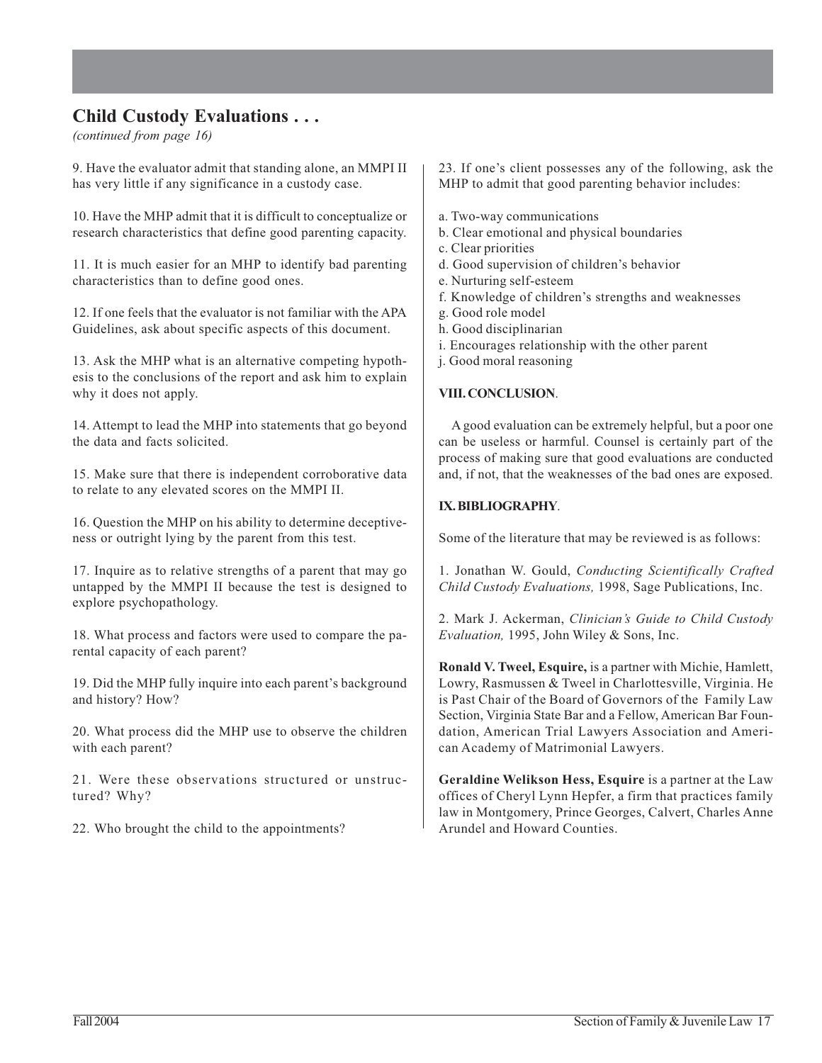## Child Custody Evaluations . . .

*(continued from page 16)*

9. Have the evaluator admit that standing alone, an MMPI II has very little if any significance in a custody case.

10. Have the MHP admit that it is difficult to conceptualize or research characteristics that define good parenting capacity.

11. It is much easier for an MHP to identify bad parenting characteristics than to define good ones.

12. If one feels that the evaluator is not familiar with the APA Guidelines, ask about specific aspects of this document.

13. Ask the MHP what is an alternative competing hypothesis to the conclusions of the report and ask him to explain why it does not apply.

14. Attempt to lead the MHP into statements that go beyond the data and facts solicited.

15. Make sure that there is independent corroborative data to relate to any elevated scores on the MMPI II.

16. Question the MHP on his ability to determine deceptiveness or outright lying by the parent from this test.

17. Inquire as to relative strengths of a parent that may go untapped by the MMPI II because the test is designed to explore psychopathology.

18. What process and factors were used to compare the parental capacity of each parent?

19. Did the MHP fully inquire into each parent's background and history? How?

20. What process did the MHP use to observe the children with each parent?

21. Were these observations structured or unstructured? Why?

22. Who brought the child to the appointments?

23. If one's client possesses any of the following, ask the MHP to admit that good parenting behavior includes:

a. Two-way communications
b. Clear emotional and physical boundaries
c. Clear priorities
d. Good supervision of children's behavior
e. Nurturing self-esteem
f. Knowledge of children's strengths and weaknesses
g. Good role model
h. Good disciplinarian
i. Encourages relationship with the other parent
j. Good moral reasoning

### VIII. CONCLUSION.

A good evaluation can be extremely helpful, but a poor one can be useless or harmful. Counsel is certainly part of the process of making sure that good evaluations are conducted and, if not, that the weaknesses of the bad ones are exposed.

### IX. BIBLIOGRAPHY.

Some of the literature that may be reviewed is as follows:

1. Jonathan W. Gould, *Conducting Scientifically Crafted Child Custody Evaluations,* 1998, Sage Publications, Inc.

2. Mark J. Ackerman, *Clinician's Guide to Child Custody Evaluation,* 1995, John Wiley & Sons, Inc.

**Ronald V. Tweel, Esquire,** is a partner with Michie, Hamlett, Lowry, Rasmussen & Tweel in Charlottesville, Virginia. He is Past Chair of the Board of Governors of the Family Law Section, Virginia State Bar and a Fellow, American Bar Foundation, American Trial Lawyers Association and American Academy of Matrimonial Lawyers.

**Geraldine Welikson Hess, Esquire** is a partner at the Law offices of Cheryl Lynn Hepfer, a firm that practices family law in Montgomery, Prince Georges, Calvert, Charles Anne Arundel and Howard Counties.